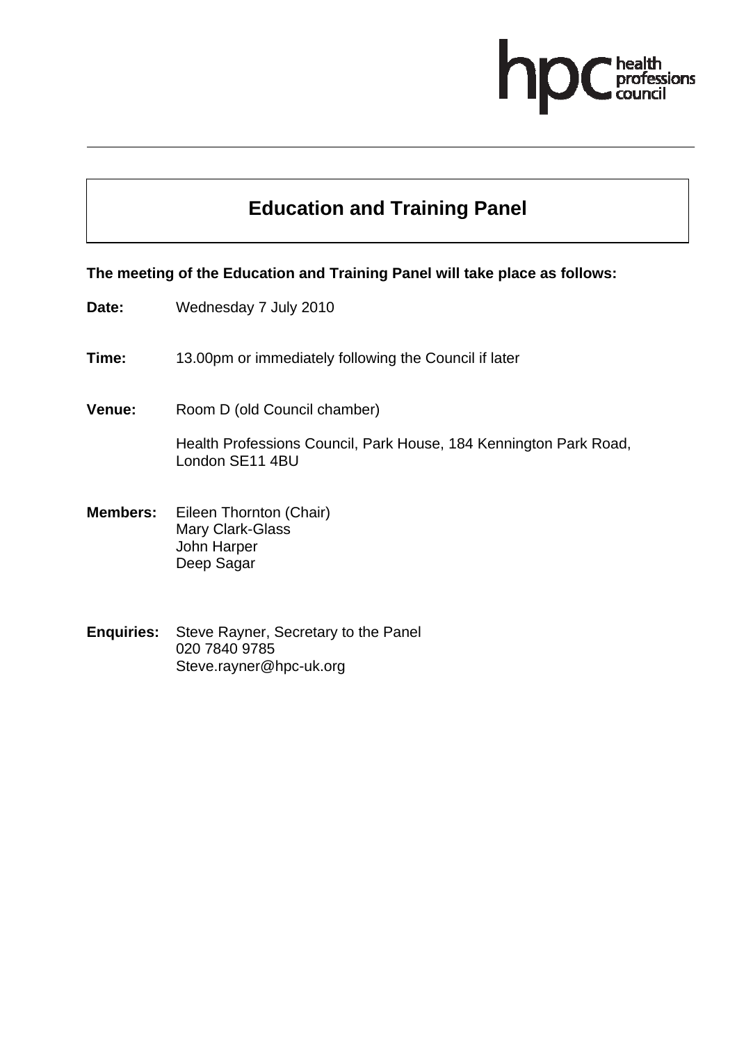# Education and Training Panel

**The meeting of the Education and Training Panel will take place as follows:**

**Date:** Wednesday 7 July 2010

**Time:** 13.00pm or immediately following the Council if later

**Venue:** Room D (old Council chamber)

Health Professions Council, Park House, 184 Kennington Park Road, London SE11 4BU

**Members:** Eileen Thornton (Chair)
Mary Clark-Glass
John Harper
Deep Sagar

**Enquiries:** Steve Rayner, Secretary to the Panel
020 7840 9785
Steve.rayner@hpc-uk.org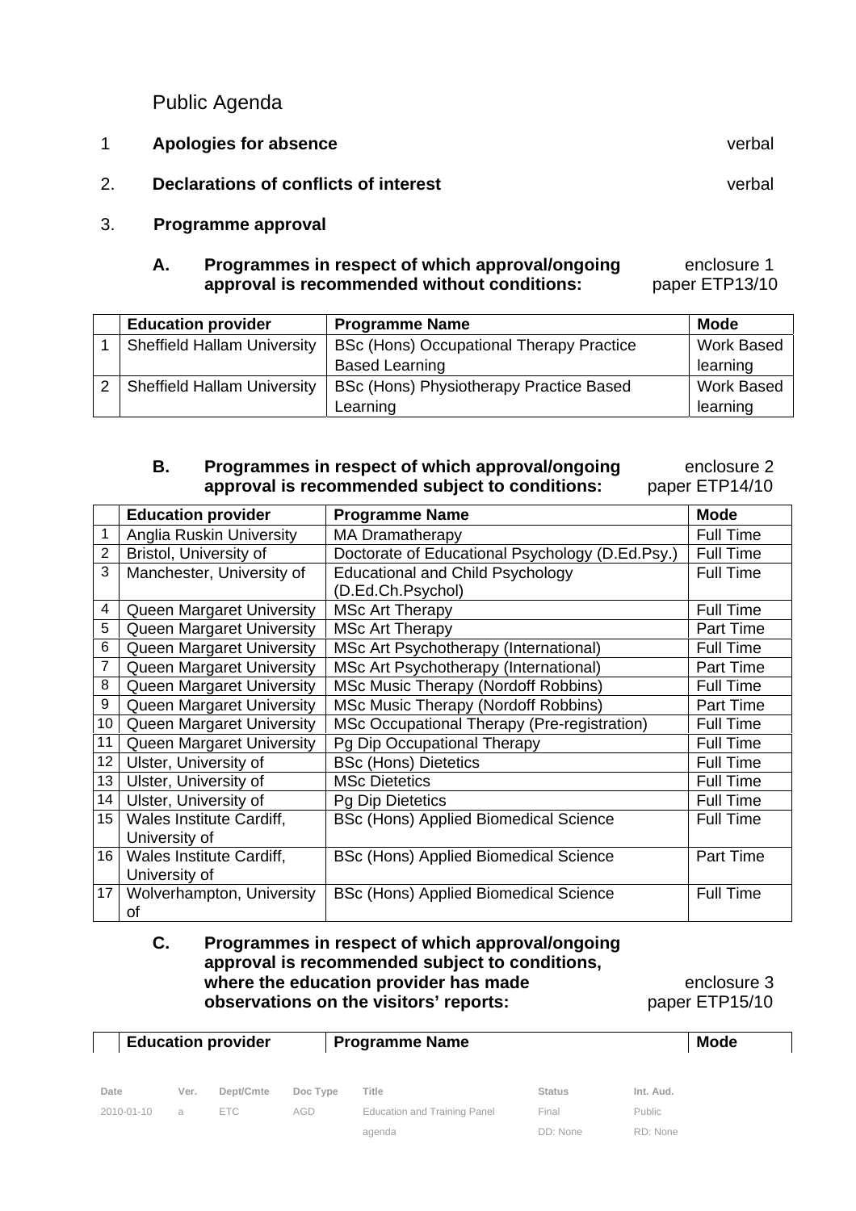Public Agenda

1 **Apologies for absence** verbal

2. **Declarations of conflicts of interest** verbal

3. **Programme approval**

**A. Programmes in respect of which approval/ongoing approval is recommended without conditions:** enclosure 1 paper ETP13/10

| | Education provider | Programme Name | Mode |
|---|---|---|---|
| 1 | Sheffield Hallam University | BSc (Hons) Occupational Therapy Practice Based Learning | Work Based learning |
| 2 | Sheffield Hallam University | BSc (Hons) Physiotherapy Practice Based Learning | Work Based learning |

**B. Programmes in respect of which approval/ongoing approval is recommended subject to conditions:** enclosure 2 paper ETP14/10

| | Education provider | Programme Name | Mode |
|---|---|---|---|
| 1 | Anglia Ruskin University | MA Dramatherapy | Full Time |
| 2 | Bristol, University of | Doctorate of Educational Psychology (D.Ed.Psy.) | Full Time |
| 3 | Manchester, University of | Educational and Child Psychology (D.Ed.Ch.Psychol) | Full Time |
| 4 | Queen Margaret University | MSc Art Therapy | Full Time |
| 5 | Queen Margaret University | MSc Art Therapy | Part Time |
| 6 | Queen Margaret University | MSc Art Psychotherapy (International) | Full Time |
| 7 | Queen Margaret University | MSc Art Psychotherapy (International) | Part Time |
| 8 | Queen Margaret University | MSc Music Therapy (Nordoff Robbins) | Full Time |
| 9 | Queen Margaret University | MSc Music Therapy (Nordoff Robbins) | Part Time |
| 10 | Queen Margaret University | MSc Occupational Therapy (Pre-registration) | Full Time |
| 11 | Queen Margaret University | Pg Dip Occupational Therapy | Full Time |
| 12 | Ulster, University of | BSc (Hons) Dietetics | Full Time |
| 13 | Ulster, University of | MSc Dietetics | Full Time |
| 14 | Ulster, University of | Pg Dip Dietetics | Full Time |
| 15 | Wales Institute Cardiff, University of | BSc (Hons) Applied Biomedical Science | Full Time |
| 16 | Wales Institute Cardiff, University of | BSc (Hons) Applied Biomedical Science | Part Time |
| 17 | Wolverhampton, University of | BSc (Hons) Applied Biomedical Science | Full Time |

**C. Programmes in respect of which approval/ongoing approval is recommended subject to conditions, where the education provider has made observations on the visitors' reports:** enclosure 3 paper ETP15/10

| | Education provider | Programme Name | Mode |
|---|---|---|---|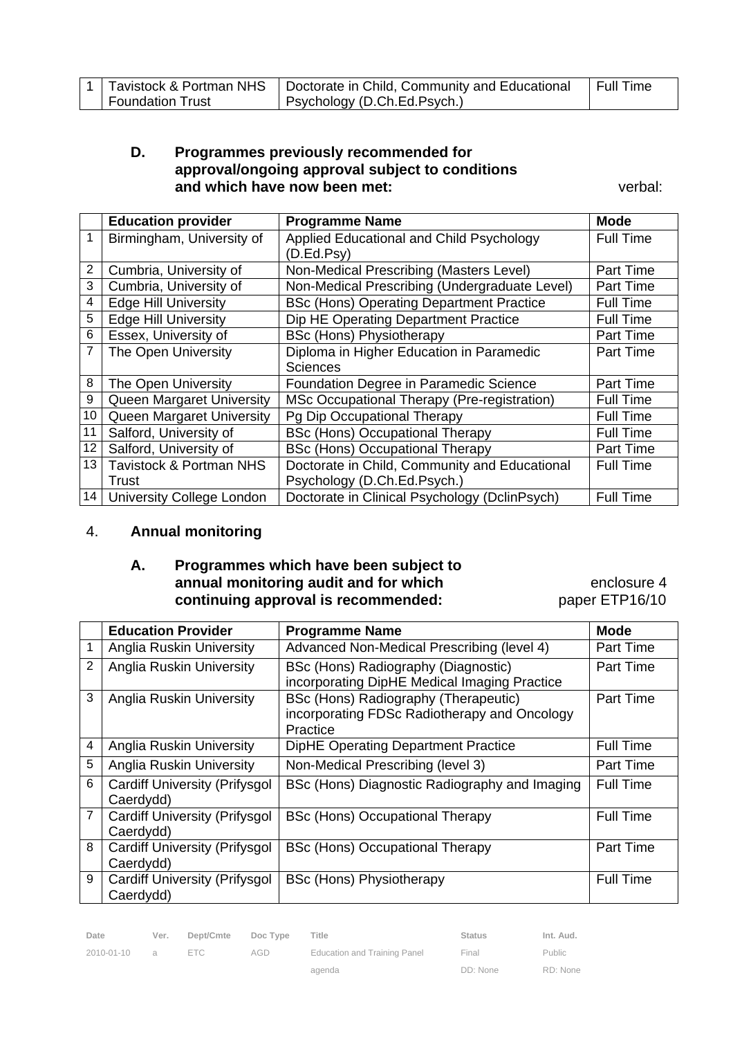| 1 | Tavistock & Portman NHS Foundation Trust | Doctorate in Child, Community and Educational Psychology (D.Ch.Ed.Psych.) | Full Time |
|---|---|---|---|

**D. Programmes previously recommended for approval/ongoing approval subject to conditions and which have now been met:** verbal:

| | Education provider | Programme Name | Mode |
|---|---|---|---|
| 1 | Birmingham, University of | Applied Educational and Child Psychology (D.Ed.Psy) | Full Time |
| 2 | Cumbria, University of | Non-Medical Prescribing (Masters Level) | Part Time |
| 3 | Cumbria, University of | Non-Medical Prescribing (Undergraduate Level) | Part Time |
| 4 | Edge Hill University | BSc (Hons) Operating Department Practice | Full Time |
| 5 | Edge Hill University | Dip HE Operating Department Practice | Full Time |
| 6 | Essex, University of | BSc (Hons) Physiotherapy | Part Time |
| 7 | The Open University | Diploma in Higher Education in Paramedic Sciences | Part Time |
| 8 | The Open University | Foundation Degree in Paramedic Science | Part Time |
| 9 | Queen Margaret University | MSc Occupational Therapy (Pre-registration) | Full Time |
| 10 | Queen Margaret University | Pg Dip Occupational Therapy | Full Time |
| 11 | Salford, University of | BSc (Hons) Occupational Therapy | Full Time |
| 12 | Salford, University of | BSc (Hons) Occupational Therapy | Part Time |
| 13 | Tavistock & Portman NHS Trust | Doctorate in Child, Community and Educational Psychology (D.Ch.Ed.Psych.) | Full Time |
| 14 | University College London | Doctorate in Clinical Psychology (DclinPsych) | Full Time |

## 4. Annual monitoring

**A. Programmes which have been subject to annual monitoring audit and for which continuing approval is recommended:** enclosure 4 paper ETP16/10

| | Education Provider | Programme Name | Mode |
|---|---|---|---|
| 1 | Anglia Ruskin University | Advanced Non-Medical Prescribing (level 4) | Part Time |
| 2 | Anglia Ruskin University | BSc (Hons) Radiography (Diagnostic) incorporating DipHE Medical Imaging Practice | Part Time |
| 3 | Anglia Ruskin University | BSc (Hons) Radiography (Therapeutic) incorporating FDSc Radiotherapy and Oncology Practice | Part Time |
| 4 | Anglia Ruskin University | DipHE Operating Department Practice | Full Time |
| 5 | Anglia Ruskin University | Non-Medical Prescribing (level 3) | Part Time |
| 6 | Cardiff University (Prifysgol Caerdydd) | BSc (Hons) Diagnostic Radiography and Imaging | Full Time |
| 7 | Cardiff University (Prifysgol Caerdydd) | BSc (Hons) Occupational Therapy | Full Time |
| 8 | Cardiff University (Prifysgol Caerdydd) | BSc (Hons) Occupational Therapy | Part Time |
| 9 | Cardiff University (Prifysgol Caerdydd) | BSc (Hons) Physiotherapy | Full Time |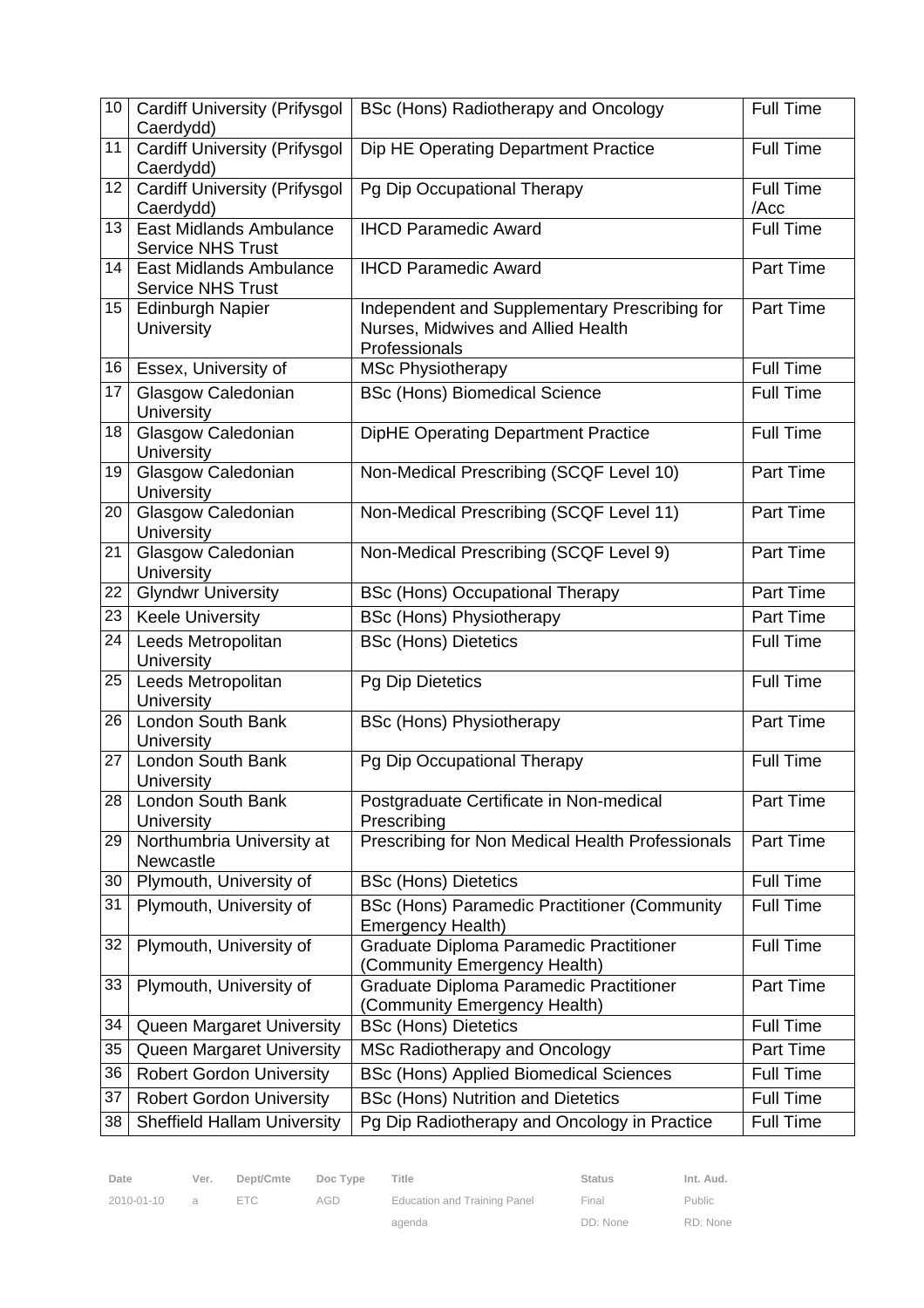| | | | |
|---|---|---|---|
| 10 | Cardiff University (Prifysgol Caerdydd) | BSc (Hons) Radiotherapy and Oncology | Full Time |
| 11 | Cardiff University (Prifysgol Caerdydd) | Dip HE Operating Department Practice | Full Time |
| 12 | Cardiff University (Prifysgol Caerdydd) | Pg Dip Occupational Therapy | Full Time /Acc |
| 13 | East Midlands Ambulance Service NHS Trust | IHCD Paramedic Award | Full Time |
| 14 | East Midlands Ambulance Service NHS Trust | IHCD Paramedic Award | Part Time |
| 15 | Edinburgh Napier University | Independent and Supplementary Prescribing for Nurses, Midwives and Allied Health Professionals | Part Time |
| 16 | Essex, University of | MSc Physiotherapy | Full Time |
| 17 | Glasgow Caledonian University | BSc (Hons) Biomedical Science | Full Time |
| 18 | Glasgow Caledonian University | DipHE Operating Department Practice | Full Time |
| 19 | Glasgow Caledonian University | Non-Medical Prescribing (SCQF Level 10) | Part Time |
| 20 | Glasgow Caledonian University | Non-Medical Prescribing (SCQF Level 11) | Part Time |
| 21 | Glasgow Caledonian University | Non-Medical Prescribing (SCQF Level 9) | Part Time |
| 22 | Glyndwr University | BSc (Hons) Occupational Therapy | Part Time |
| 23 | Keele University | BSc (Hons) Physiotherapy | Part Time |
| 24 | Leeds Metropolitan University | BSc (Hons) Dietetics | Full Time |
| 25 | Leeds Metropolitan University | Pg Dip Dietetics | Full Time |
| 26 | London South Bank University | BSc (Hons) Physiotherapy | Part Time |
| 27 | London South Bank University | Pg Dip Occupational Therapy | Full Time |
| 28 | London South Bank University | Postgraduate Certificate in Non-medical Prescribing | Part Time |
| 29 | Northumbria University at Newcastle | Prescribing for Non Medical Health Professionals | Part Time |
| 30 | Plymouth, University of | BSc (Hons) Dietetics | Full Time |
| 31 | Plymouth, University of | BSc (Hons) Paramedic Practitioner (Community Emergency Health) | Full Time |
| 32 | Plymouth, University of | Graduate Diploma Paramedic Practitioner (Community Emergency Health) | Full Time |
| 33 | Plymouth, University of | Graduate Diploma Paramedic Practitioner (Community Emergency Health) | Part Time |
| 34 | Queen Margaret University | BSc (Hons) Dietetics | Full Time |
| 35 | Queen Margaret University | MSc Radiotherapy and Oncology | Part Time |
| 36 | Robert Gordon University | BSc (Hons) Applied Biomedical Sciences | Full Time |
| 37 | Robert Gordon University | BSc (Hons) Nutrition and Dietetics | Full Time |
| 38 | Sheffield Hallam University | Pg Dip Radiotherapy and Oncology in Practice | Full Time |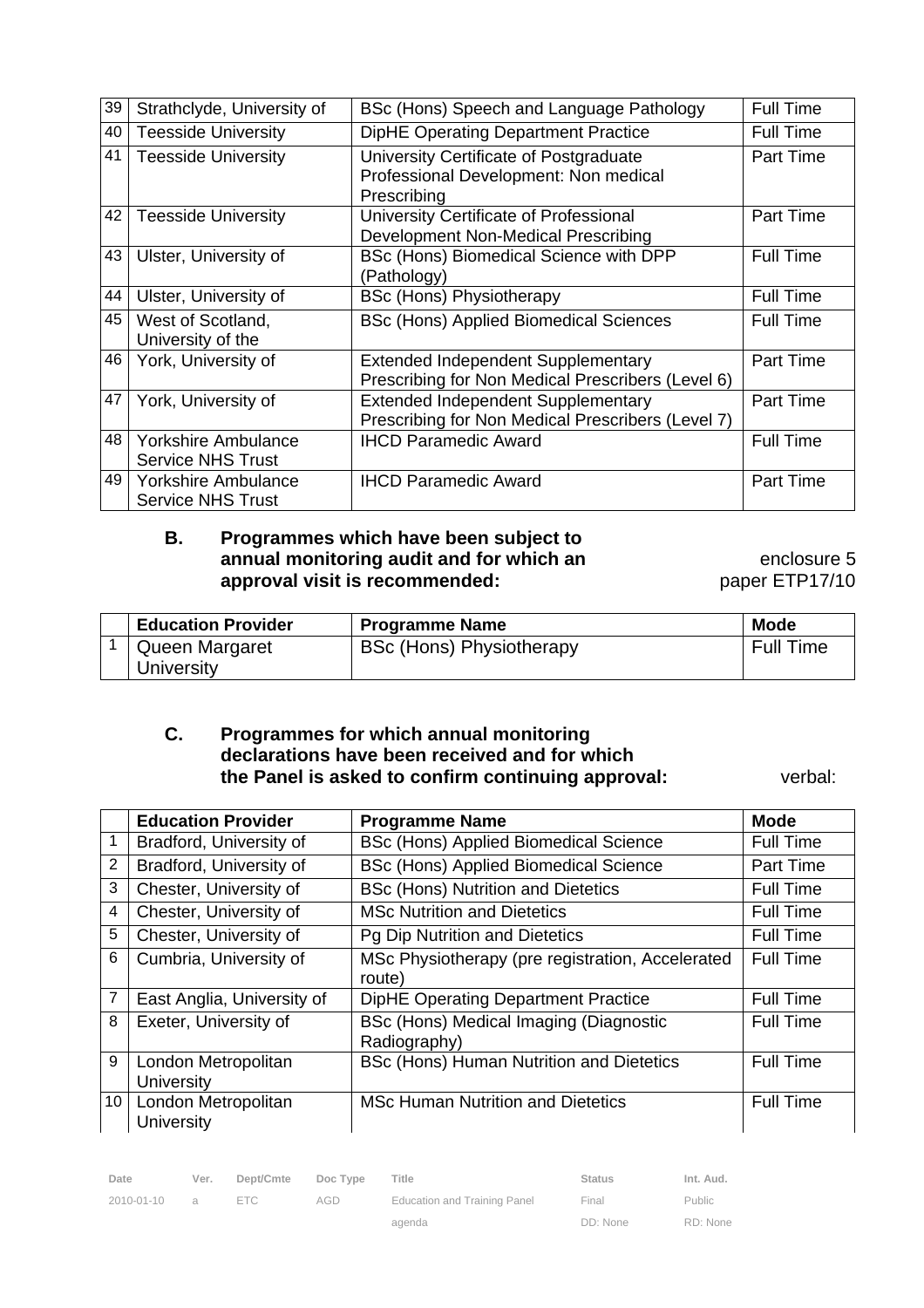| | | | |
|---|---|---|---|
| 39 | Strathclyde, University of | BSc (Hons) Speech and Language Pathology | Full Time |
| 40 | Teesside University | DipHE Operating Department Practice | Full Time |
| 41 | Teesside University | University Certificate of Postgraduate Professional Development: Non medical Prescribing | Part Time |
| 42 | Teesside University | University Certificate of Professional Development Non-Medical Prescribing | Part Time |
| 43 | Ulster, University of | BSc (Hons) Biomedical Science with DPP (Pathology) | Full Time |
| 44 | Ulster, University of | BSc (Hons) Physiotherapy | Full Time |
| 45 | West of Scotland, University of the | BSc (Hons) Applied Biomedical Sciences | Full Time |
| 46 | York, University of | Extended Independent Supplementary Prescribing for Non Medical Prescribers (Level 6) | Part Time |
| 47 | York, University of | Extended Independent Supplementary Prescribing for Non Medical Prescribers (Level 7) | Part Time |
| 48 | Yorkshire Ambulance Service NHS Trust | IHCD Paramedic Award | Full Time |
| 49 | Yorkshire Ambulance Service NHS Trust | IHCD Paramedic Award | Part Time |

**B. Programmes which have been subject to annual monitoring audit and for which an approval visit is recommended:** enclosure 5 paper ETP17/10

| | Education Provider | Programme Name | Mode |
|---|---|---|---|
| 1 | Queen Margaret University | BSc (Hons) Physiotherapy | Full Time |

**C. Programmes for which annual monitoring declarations have been received and for which the Panel is asked to confirm continuing approval:** verbal:

| | Education Provider | Programme Name | Mode |
|---|---|---|---|
| 1 | Bradford, University of | BSc (Hons) Applied Biomedical Science | Full Time |
| 2 | Bradford, University of | BSc (Hons) Applied Biomedical Science | Part Time |
| 3 | Chester, University of | BSc (Hons) Nutrition and Dietetics | Full Time |
| 4 | Chester, University of | MSc Nutrition and Dietetics | Full Time |
| 5 | Chester, University of | Pg Dip Nutrition and Dietetics | Full Time |
| 6 | Cumbria, University of | MSc Physiotherapy (pre registration, Accelerated route) | Full Time |
| 7 | East Anglia, University of | DipHE Operating Department Practice | Full Time |
| 8 | Exeter, University of | BSc (Hons) Medical Imaging (Diagnostic Radiography) | Full Time |
| 9 | London Metropolitan University | BSc (Hons) Human Nutrition and Dietetics | Full Time |
| 10 | London Metropolitan University | MSc Human Nutrition and Dietetics | Full Time |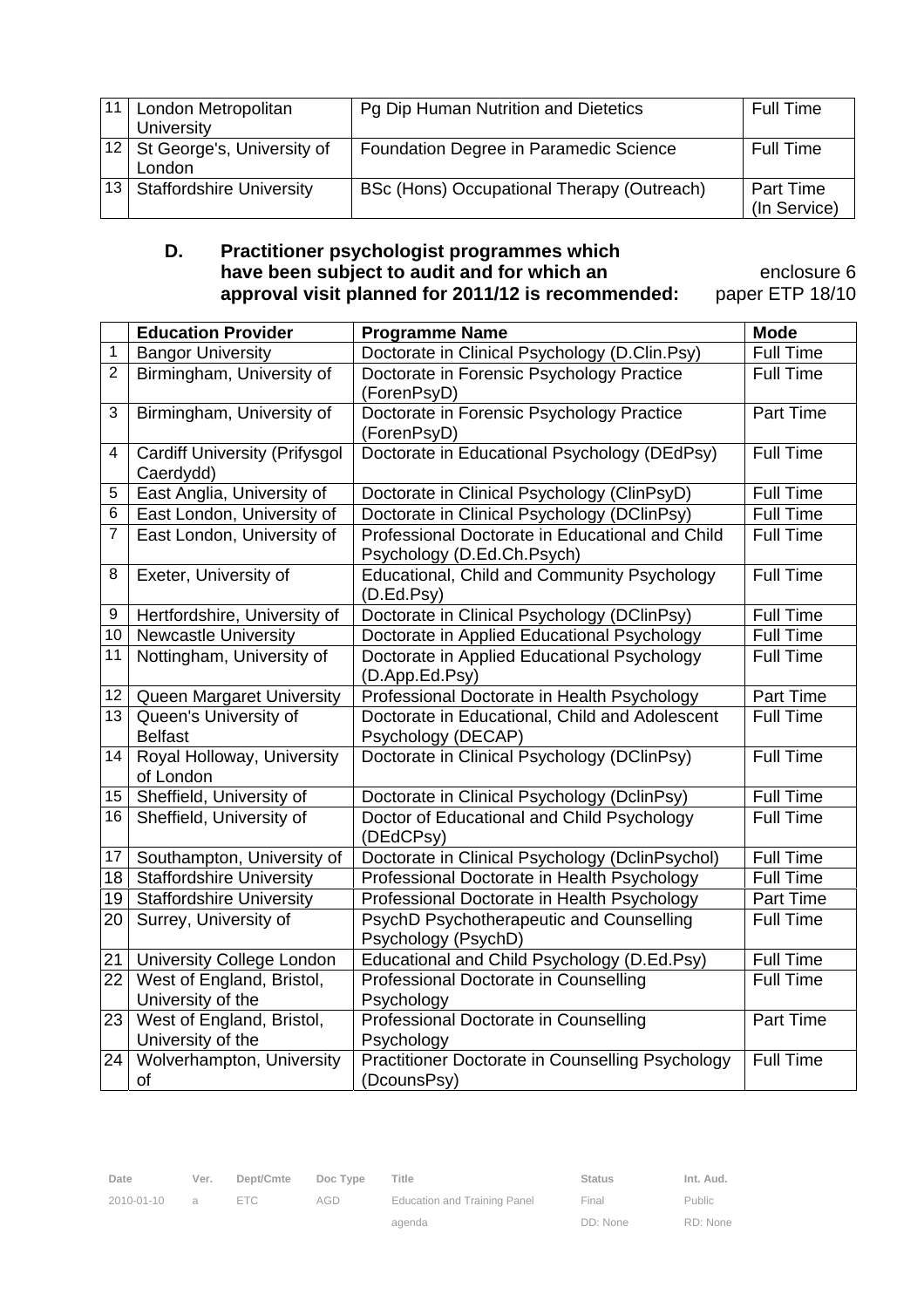| 11 | London Metropolitan University | Pg Dip Human Nutrition and Dietetics | Full Time |
|---|---|---|---|
| 12 | St George's, University of London | Foundation Degree in Paramedic Science | Full Time |
| 13 | Staffordshire University | BSc (Hons) Occupational Therapy (Outreach) | Part Time (In Service) |

**D. Practitioner psychologist programmes which have been subject to audit and for which an approval visit planned for 2011/12 is recommended:** enclosure 6 paper ETP 18/10

| | Education Provider | Programme Name | Mode |
|---|---|---|---|
| 1 | Bangor University | Doctorate in Clinical Psychology (D.Clin.Psy) | Full Time |
| 2 | Birmingham, University of | Doctorate in Forensic Psychology Practice (ForenPsyD) | Full Time |
| 3 | Birmingham, University of | Doctorate in Forensic Psychology Practice (ForenPsyD) | Part Time |
| 4 | Cardiff University (Prifysgol Caerdydd) | Doctorate in Educational Psychology (DEdPsy) | Full Time |
| 5 | East Anglia, University of | Doctorate in Clinical Psychology (ClinPsyD) | Full Time |
| 6 | East London, University of | Doctorate in Clinical Psychology (DClinPsy) | Full Time |
| 7 | East London, University of | Professional Doctorate in Educational and Child Psychology (D.Ed.Ch.Psych) | Full Time |
| 8 | Exeter, University of | Educational, Child and Community Psychology (D.Ed.Psy) | Full Time |
| 9 | Hertfordshire, University of | Doctorate in Clinical Psychology (DClinPsy) | Full Time |
| 10 | Newcastle University | Doctorate in Applied Educational Psychology | Full Time |
| 11 | Nottingham, University of | Doctorate in Applied Educational Psychology (D.App.Ed.Psy) | Full Time |
| 12 | Queen Margaret University | Professional Doctorate in Health Psychology | Part Time |
| 13 | Queen's University of Belfast | Doctorate in Educational, Child and Adolescent Psychology (DECAP) | Full Time |
| 14 | Royal Holloway, University of London | Doctorate in Clinical Psychology (DClinPsy) | Full Time |
| 15 | Sheffield, University of | Doctorate in Clinical Psychology (DclinPsy) | Full Time |
| 16 | Sheffield, University of | Doctor of Educational and Child Psychology (DEdCPsy) | Full Time |
| 17 | Southampton, University of | Doctorate in Clinical Psychology (DclinPsychol) | Full Time |
| 18 | Staffordshire University | Professional Doctorate in Health Psychology | Full Time |
| 19 | Staffordshire University | Professional Doctorate in Health Psychology | Part Time |
| 20 | Surrey, University of | PsychD Psychotherapeutic and Counselling Psychology (PsychD) | Full Time |
| 21 | University College London | Educational and Child Psychology (D.Ed.Psy) | Full Time |
| 22 | West of England, Bristol, University of the | Professional Doctorate in Counselling Psychology | Full Time |
| 23 | West of England, Bristol, University of the | Professional Doctorate in Counselling Psychology | Part Time |
| 24 | Wolverhampton, University of | Practitioner Doctorate in Counselling Psychology (DcounsPsy) | Full Time |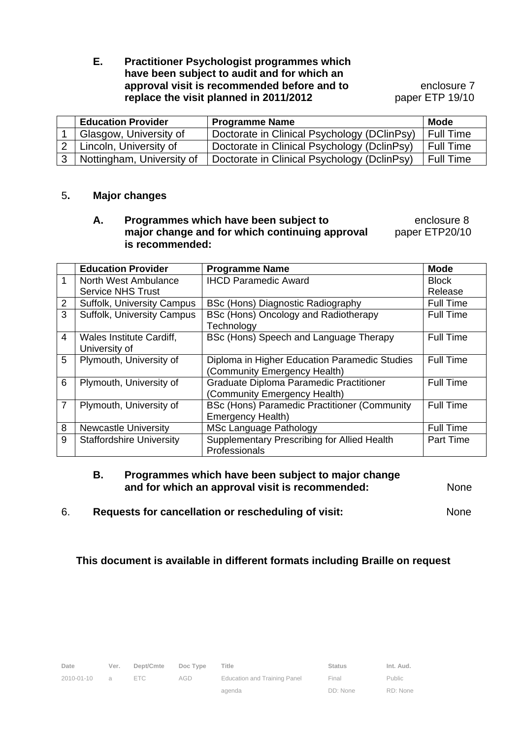**E. Practitioner Psychologist programmes which have been subject to audit and for which an approval visit is recommended before and to replace the visit planned in 2011/2012**

enclosure 7
paper ETP 19/10

| | Education Provider | Programme Name | Mode |
|---|---|---|---|
| 1 | Glasgow, University of | Doctorate in Clinical Psychology (DClinPsy) | Full Time |
| 2 | Lincoln, University of | Doctorate in Clinical Psychology (DclinPsy) | Full Time |
| 3 | Nottingham, University of | Doctorate in Clinical Psychology (DclinPsy) | Full Time |

## 5. Major changes

**A. Programmes which have been subject to major change and for which continuing approval is recommended:**

enclosure 8
paper ETP20/10

| | Education Provider | Programme Name | Mode |
|---|---|---|---|
| 1 | North West Ambulance Service NHS Trust | IHCD Paramedic Award | Block Release |
| 2 | Suffolk, University Campus | BSc (Hons) Diagnostic Radiography | Full Time |
| 3 | Suffolk, University Campus | BSc (Hons) Oncology and Radiotherapy Technology | Full Time |
| 4 | Wales Institute Cardiff, University of | BSc (Hons) Speech and Language Therapy | Full Time |
| 5 | Plymouth, University of | Diploma in Higher Education Paramedic Studies (Community Emergency Health) | Full Time |
| 6 | Plymouth, University of | Graduate Diploma Paramedic Practitioner (Community Emergency Health) | Full Time |
| 7 | Plymouth, University of | BSc (Hons) Paramedic Practitioner (Community Emergency Health) | Full Time |
| 8 | Newcastle University | MSc Language Pathology | Full Time |
| 9 | Staffordshire University | Supplementary Prescribing for Allied Health Professionals | Part Time |

**B. Programmes which have been subject to major change and for which an approval visit is recommended:** None

6. **Requests for cancellation or rescheduling of visit:** None

**This document is available in different formats including Braille on request**

| Date | Ver. | Dept/Cmte | Doc Type | Title | Status | Int. Aud. |
|---|---|---|---|---|---|---|
| 2010-01-10 | a | ETC | AGD | Education and Training Panel agenda | Final DD: None | Public RD: None |